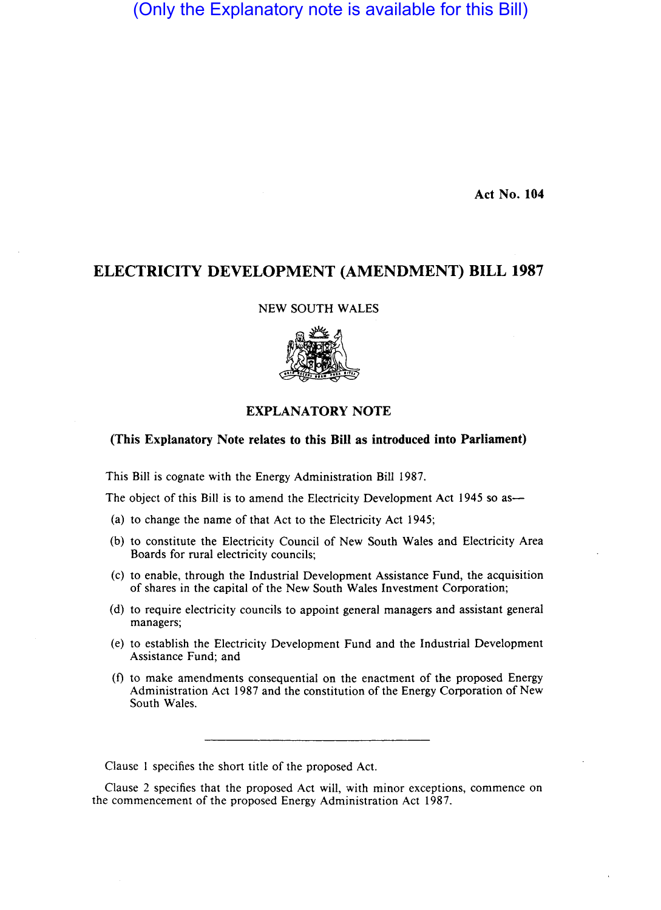(Only the Explanatory note is available for this Bill)

**Act No. 104**

# ELECTRICITY DEVELOPMENT (AMENDMENT) BILL 1987

NEW SOUTH WALES

## EXPLANATORY NOTE

**(This Explanatory Note relates to this Bill as introduced into Parliament)**

This Bill is cognate with the Energy Administration Bill 1987.

The object of this Bill is to amend the Electricity Development Act 1945 so as—

(a) to change the name of that Act to the Electricity Act 1945;

(b) to constitute the Electricity Council of New South Wales and Electricity Area Boards for rural electricity councils;

(c) to enable, through the Industrial Development Assistance Fund, the acquisition of shares in the capital of the New South Wales Investment Corporation;

(d) to require electricity councils to appoint general managers and assistant general managers;

(e) to establish the Electricity Development Fund and the Industrial Development Assistance Fund; and

(f) to make amendments consequential on the enactment of the proposed Energy Administration Act 1987 and the constitution of the Energy Corporation of New South Wales.

---

Clause 1 specifies the short title of the proposed Act.

Clause 2 specifies that the proposed Act will, with minor exceptions, commence on the commencement of the proposed Energy Administration Act 1987.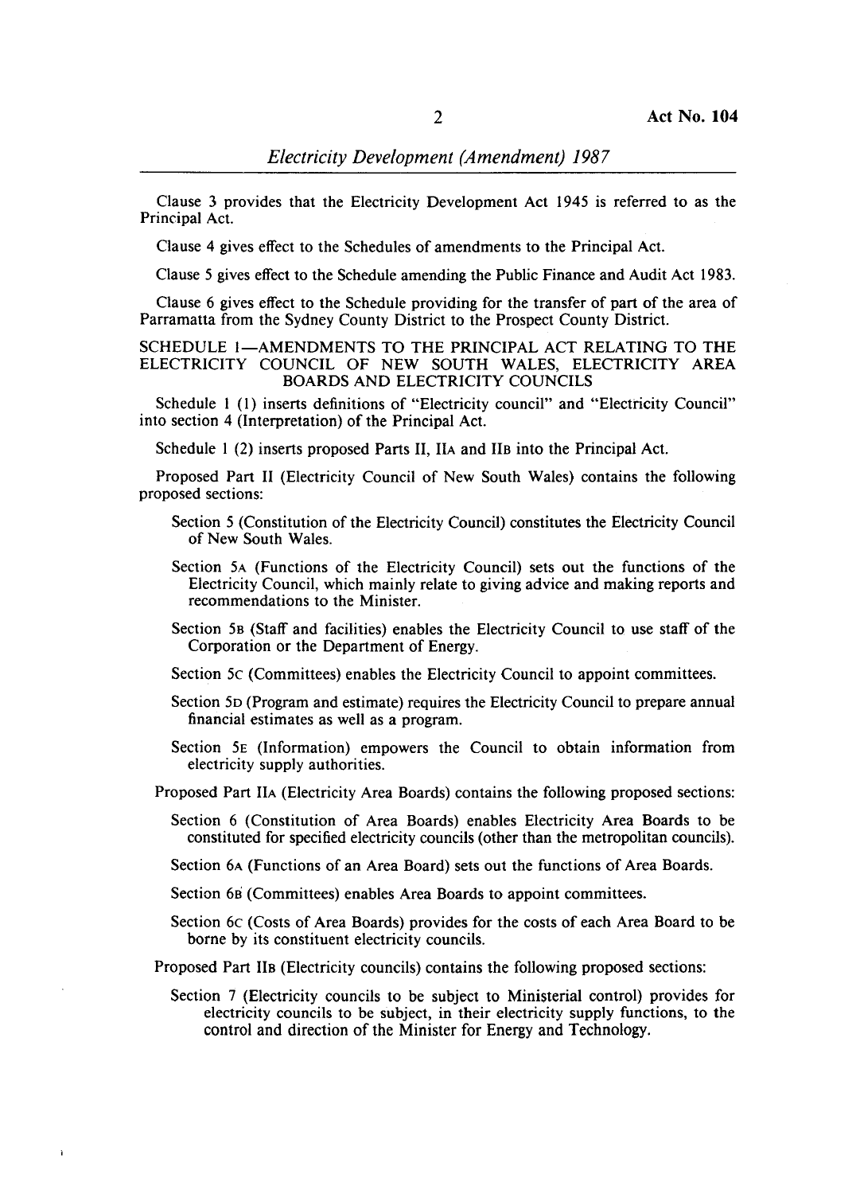Clause 3 provides that the Electricity Development Act 1945 is referred to as the Principal Act.

Clause 4 gives effect to the Schedules of amendments to the Principal Act.

Clause 5 gives effect to the Schedule amending the Public Finance and Audit Act 1983.

Clause 6 gives effect to the Schedule providing for the transfer of part of the area of Parramatta from the Sydney County District to the Prospect County District.

## SCHEDULE 1—AMENDMENTS TO THE PRINCIPAL ACT RELATING TO THE ELECTRICITY COUNCIL OF NEW SOUTH WALES, ELECTRICITY AREA BOARDS AND ELECTRICITY COUNCILS

Schedule 1 (1) inserts definitions of "Electricity council" and "Electricity Council" into section 4 (Interpretation) of the Principal Act.

Schedule 1 (2) inserts proposed Parts II, IIA and IIB into the Principal Act.

Proposed Part II (Electricity Council of New South Wales) contains the following proposed sections:

Section 5 (Constitution of the Electricity Council) constitutes the Electricity Council of New South Wales.

Section 5A (Functions of the Electricity Council) sets out the functions of the Electricity Council, which mainly relate to giving advice and making reports and recommendations to the Minister.

Section 5B (Staff and facilities) enables the Electricity Council to use staff of the Corporation or the Department of Energy.

Section 5C (Committees) enables the Electricity Council to appoint committees.

Section 5D (Program and estimate) requires the Electricity Council to prepare annual financial estimates as well as a program.

Section 5E (Information) empowers the Council to obtain information from electricity supply authorities.

Proposed Part IIA (Electricity Area Boards) contains the following proposed sections:

Section 6 (Constitution of Area Boards) enables Electricity Area Boards to be constituted for specified electricity councils (other than the metropolitan councils).

Section 6A (Functions of an Area Board) sets out the functions of Area Boards.

Section 6B (Committees) enables Area Boards to appoint committees.

Section 6C (Costs of Area Boards) provides for the costs of each Area Board to be borne by its constituent electricity councils.

Proposed Part IIB (Electricity councils) contains the following proposed sections:

Section 7 (Electricity councils to be subject to Ministerial control) provides for electricity councils to be subject, in their electricity supply functions, to the control and direction of the Minister for Energy and Technology.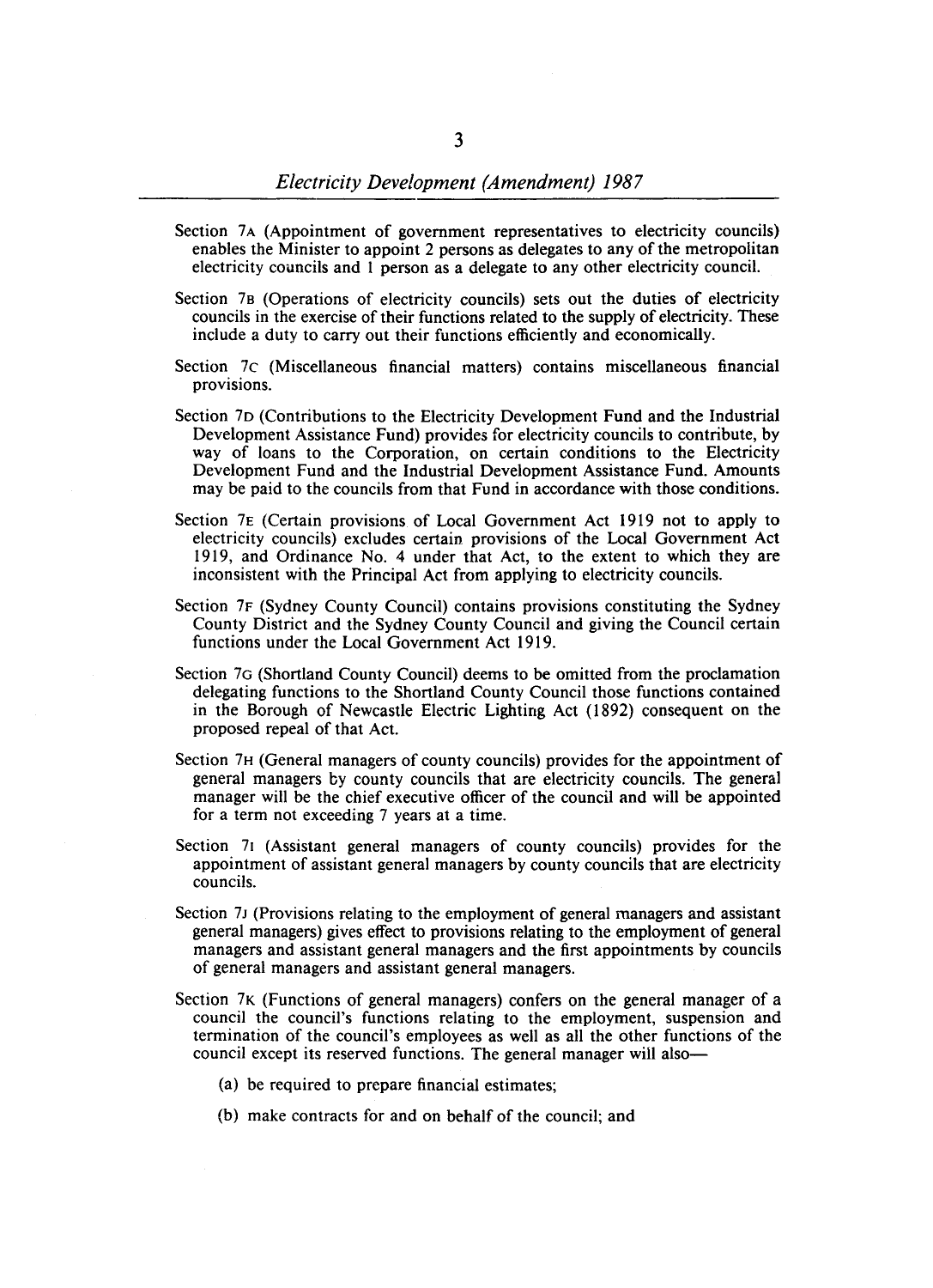Section 7A (Appointment of government representatives to electricity councils) enables the Minister to appoint 2 persons as delegates to any of the metropolitan electricity councils and 1 person as a delegate to any other electricity council.

Section 7B (Operations of electricity councils) sets out the duties of electricity councils in the exercise of their functions related to the supply of electricity. These include a duty to carry out their functions efficiently and economically.

Section 7C (Miscellaneous financial matters) contains miscellaneous financial provisions.

Section 7D (Contributions to the Electricity Development Fund and the Industrial Development Assistance Fund) provides for electricity councils to contribute, by way of loans to the Corporation, on certain conditions to the Electricity Development Fund and the Industrial Development Assistance Fund. Amounts may be paid to the councils from that Fund in accordance with those conditions.

Section 7E (Certain provisions of Local Government Act 1919 not to apply to electricity councils) excludes certain provisions of the Local Government Act 1919, and Ordinance No. 4 under that Act, to the extent to which they are inconsistent with the Principal Act from applying to electricity councils.

Section 7F (Sydney County Council) contains provisions constituting the Sydney County District and the Sydney County Council and giving the Council certain functions under the Local Government Act 1919.

Section 7G (Shortland County Council) deems to be omitted from the proclamation delegating functions to the Shortland County Council those functions contained in the Borough of Newcastle Electric Lighting Act (1892) consequent on the proposed repeal of that Act.

Section 7H (General managers of county councils) provides for the appointment of general managers by county councils that are electricity councils. The general manager will be the chief executive officer of the council and will be appointed for a term not exceeding 7 years at a time.

Section 7I (Assistant general managers of county councils) provides for the appointment of assistant general managers by county councils that are electricity councils.

Section 7J (Provisions relating to the employment of general managers and assistant general managers) gives effect to provisions relating to the employment of general managers and assistant general managers and the first appointments by councils of general managers and assistant general managers.

Section 7K (Functions of general managers) confers on the general manager of a council the council's functions relating to the employment, suspension and termination of the council's employees as well as all the other functions of the council except its reserved functions. The general manager will also—

(a) be required to prepare financial estimates;

(b) make contracts for and on behalf of the council; and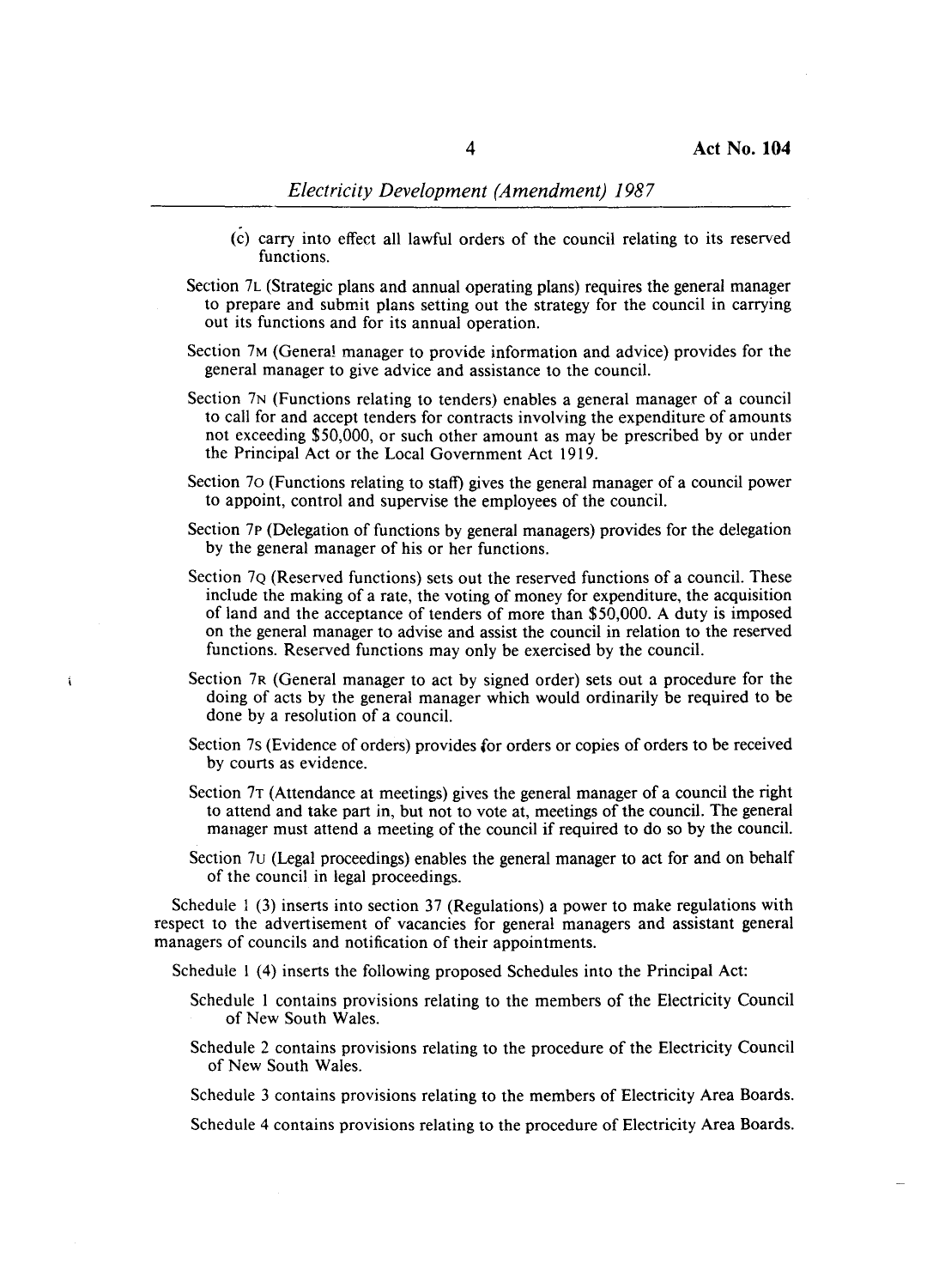(c) carry into effect all lawful orders of the council relating to its reserved functions.

Section 7L (Strategic plans and annual operating plans) requires the general manager to prepare and submit plans setting out the strategy for the council in carrying out its functions and for its annual operation.

Section 7M (General manager to provide information and advice) provides for the general manager to give advice and assistance to the council.

Section 7N (Functions relating to tenders) enables a general manager of a council to call for and accept tenders for contracts involving the expenditure of amounts not exceeding $50,000, or such other amount as may be prescribed by or under the Principal Act or the Local Government Act 1919.

Section 7O (Functions relating to staff) gives the general manager of a council power to appoint, control and supervise the employees of the council.

Section 7P (Delegation of functions by general managers) provides for the delegation by the general manager of his or her functions.

Section 7Q (Reserved functions) sets out the reserved functions of a council. These include the making of a rate, the voting of money for expenditure, the acquisition of land and the acceptance of tenders of more than $50,000. A duty is imposed on the general manager to advise and assist the council in relation to the reserved functions. Reserved functions may only be exercised by the council.

Section 7R (General manager to act by signed order) sets out a procedure for the doing of acts by the general manager which would ordinarily be required to be done by a resolution of a council.

Section 7S (Evidence of orders) provides for orders or copies of orders to be received by courts as evidence.

Section 7T (Attendance at meetings) gives the general manager of a council the right to attend and take part in, but not to vote at, meetings of the council. The general manager must attend a meeting of the council if required to do so by the council.

Section 7U (Legal proceedings) enables the general manager to act for and on behalf of the council in legal proceedings.

Schedule 1 (3) inserts into section 37 (Regulations) a power to make regulations with respect to the advertisement of vacancies for general managers and assistant general managers of councils and notification of their appointments.

Schedule 1 (4) inserts the following proposed Schedules into the Principal Act:

Schedule 1 contains provisions relating to the members of the Electricity Council of New South Wales.

Schedule 2 contains provisions relating to the procedure of the Electricity Council of New South Wales.

Schedule 3 contains provisions relating to the members of Electricity Area Boards.

Schedule 4 contains provisions relating to the procedure of Electricity Area Boards.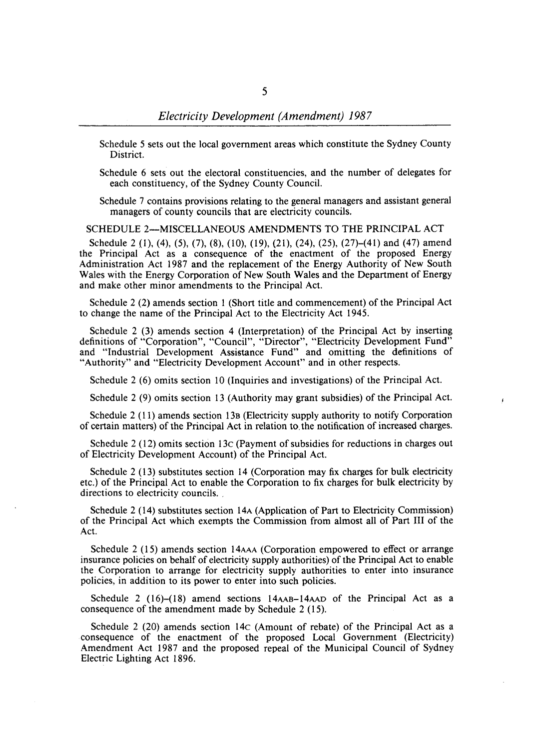Schedule 5 sets out the local government areas which constitute the Sydney County District.

Schedule 6 sets out the electoral constituencies, and the number of delegates for each constituency, of the Sydney County Council.

Schedule 7 contains provisions relating to the general managers and assistant general managers of county councils that are electricity councils.

SCHEDULE 2—MISCELLANEOUS AMENDMENTS TO THE PRINCIPAL ACT

Schedule 2 (1), (4), (5), (7), (8), (10), (19), (21), (24), (25), (27)–(41) and (47) amend the Principal Act as a consequence of the enactment of the proposed Energy Administration Act 1987 and the replacement of the Energy Authority of New South Wales with the Energy Corporation of New South Wales and the Department of Energy and make other minor amendments to the Principal Act.

Schedule 2 (2) amends section 1 (Short title and commencement) of the Principal Act to change the name of the Principal Act to the Electricity Act 1945.

Schedule 2 (3) amends section 4 (Interpretation) of the Principal Act by inserting definitions of "Corporation", "Council", "Director", "Electricity Development Fund" and "Industrial Development Assistance Fund" and omitting the definitions of "Authority" and "Electricity Development Account" and in other respects.

Schedule 2 (6) omits section 10 (Inquiries and investigations) of the Principal Act.

Schedule 2 (9) omits section 13 (Authority may grant subsidies) of the Principal Act.

Schedule 2 (11) amends section 13B (Electricity supply authority to notify Corporation of certain matters) of the Principal Act in relation to the notification of increased charges.

Schedule 2 (12) omits section 13C (Payment of subsidies for reductions in charges out of Electricity Development Account) of the Principal Act.

Schedule 2 (13) substitutes section 14 (Corporation may fix charges for bulk electricity etc.) of the Principal Act to enable the Corporation to fix charges for bulk electricity by directions to electricity councils.

Schedule 2 (14) substitutes section 14A (Application of Part to Electricity Commission) of the Principal Act which exempts the Commission from almost all of Part III of the Act.

Schedule 2 (15) amends section 14AAA (Corporation empowered to effect or arrange insurance policies on behalf of electricity supply authorities) of the Principal Act to enable the Corporation to arrange for electricity supply authorities to enter into insurance policies, in addition to its power to enter into such policies.

Schedule 2 (16)–(18) amend sections 14AAB–14AAD of the Principal Act as a consequence of the amendment made by Schedule 2 (15).

Schedule 2 (20) amends section 14C (Amount of rebate) of the Principal Act as a consequence of the enactment of the proposed Local Government (Electricity) Amendment Act 1987 and the proposed repeal of the Municipal Council of Sydney Electric Lighting Act 1896.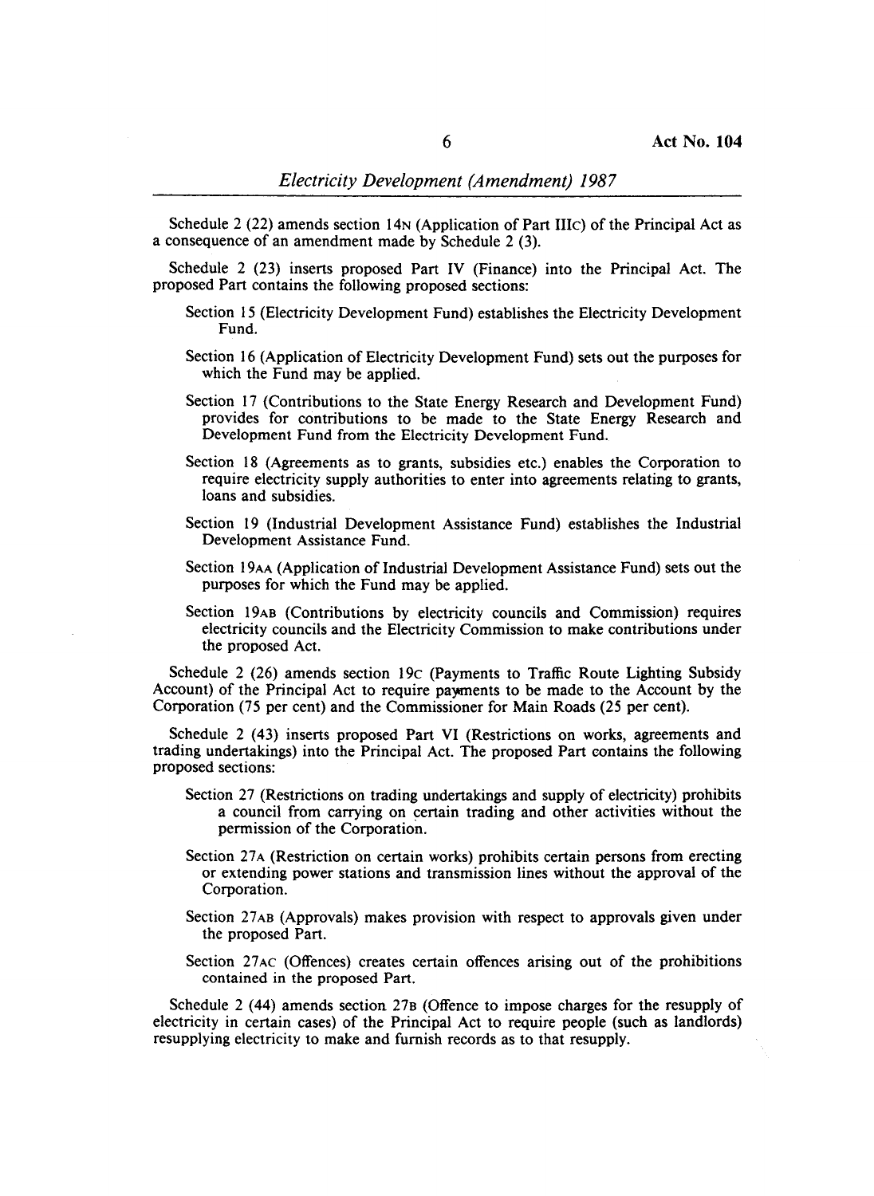Schedule 2 (22) amends section 14N (Application of Part IIIC) of the Principal Act as a consequence of an amendment made by Schedule 2 (3).

Schedule 2 (23) inserts proposed Part IV (Finance) into the Principal Act. The proposed Part contains the following proposed sections:

Section 15 (Electricity Development Fund) establishes the Electricity Development Fund.

Section 16 (Application of Electricity Development Fund) sets out the purposes for which the Fund may be applied.

Section 17 (Contributions to the State Energy Research and Development Fund) provides for contributions to be made to the State Energy Research and Development Fund from the Electricity Development Fund.

Section 18 (Agreements as to grants, subsidies etc.) enables the Corporation to require electricity supply authorities to enter into agreements relating to grants, loans and subsidies.

Section 19 (Industrial Development Assistance Fund) establishes the Industrial Development Assistance Fund.

Section 19AA (Application of Industrial Development Assistance Fund) sets out the purposes for which the Fund may be applied.

Section 19AB (Contributions by electricity councils and Commission) requires electricity councils and the Electricity Commission to make contributions under the proposed Act.

Schedule 2 (26) amends section 19C (Payments to Traffic Route Lighting Subsidy Account) of the Principal Act to require payments to be made to the Account by the Corporation (75 per cent) and the Commissioner for Main Roads (25 per cent).

Schedule 2 (43) inserts proposed Part VI (Restrictions on works, agreements and trading undertakings) into the Principal Act. The proposed Part contains the following proposed sections:

Section 27 (Restrictions on trading undertakings and supply of electricity) prohibits a council from carrying on certain trading and other activities without the permission of the Corporation.

Section 27A (Restriction on certain works) prohibits certain persons from erecting or extending power stations and transmission lines without the approval of the Corporation.

Section 27AB (Approvals) makes provision with respect to approvals given under the proposed Part.

Section 27AC (Offences) creates certain offences arising out of the prohibitions contained in the proposed Part.

Schedule 2 (44) amends section 27B (Offence to impose charges for the resupply of electricity in certain cases) of the Principal Act to require people (such as landlords) resupplying electricity to make and furnish records as to that resupply.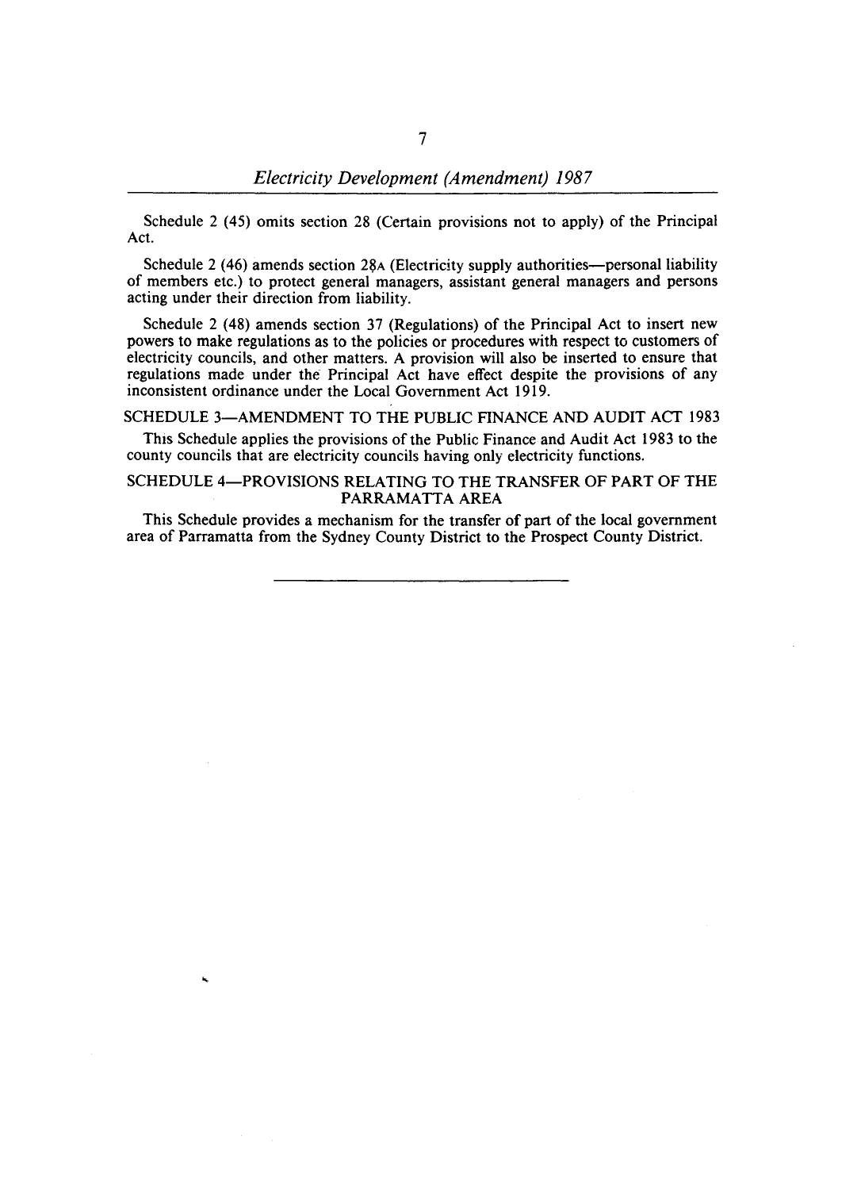Schedule 2 (45) omits section 28 (Certain provisions not to apply) of the Principal Act.

Schedule 2 (46) amends section 28A (Electricity supply authorities—personal liability of members etc.) to protect general managers, assistant general managers and persons acting under their direction from liability.

Schedule 2 (48) amends section 37 (Regulations) of the Principal Act to insert new powers to make regulations as to the policies or procedures with respect to customers of electricity councils, and other matters. A provision will also be inserted to ensure that regulations made under the Principal Act have effect despite the provisions of any inconsistent ordinance under the Local Government Act 1919.

## SCHEDULE 3—AMENDMENT TO THE PUBLIC FINANCE AND AUDIT ACT 1983

This Schedule applies the provisions of the Public Finance and Audit Act 1983 to the county councils that are electricity councils having only electricity functions.

## SCHEDULE 4—PROVISIONS RELATING TO THE TRANSFER OF PART OF THE PARRAMATTA AREA

This Schedule provides a mechanism for the transfer of part of the local government area of Parramatta from the Sydney County District to the Prospect County District.